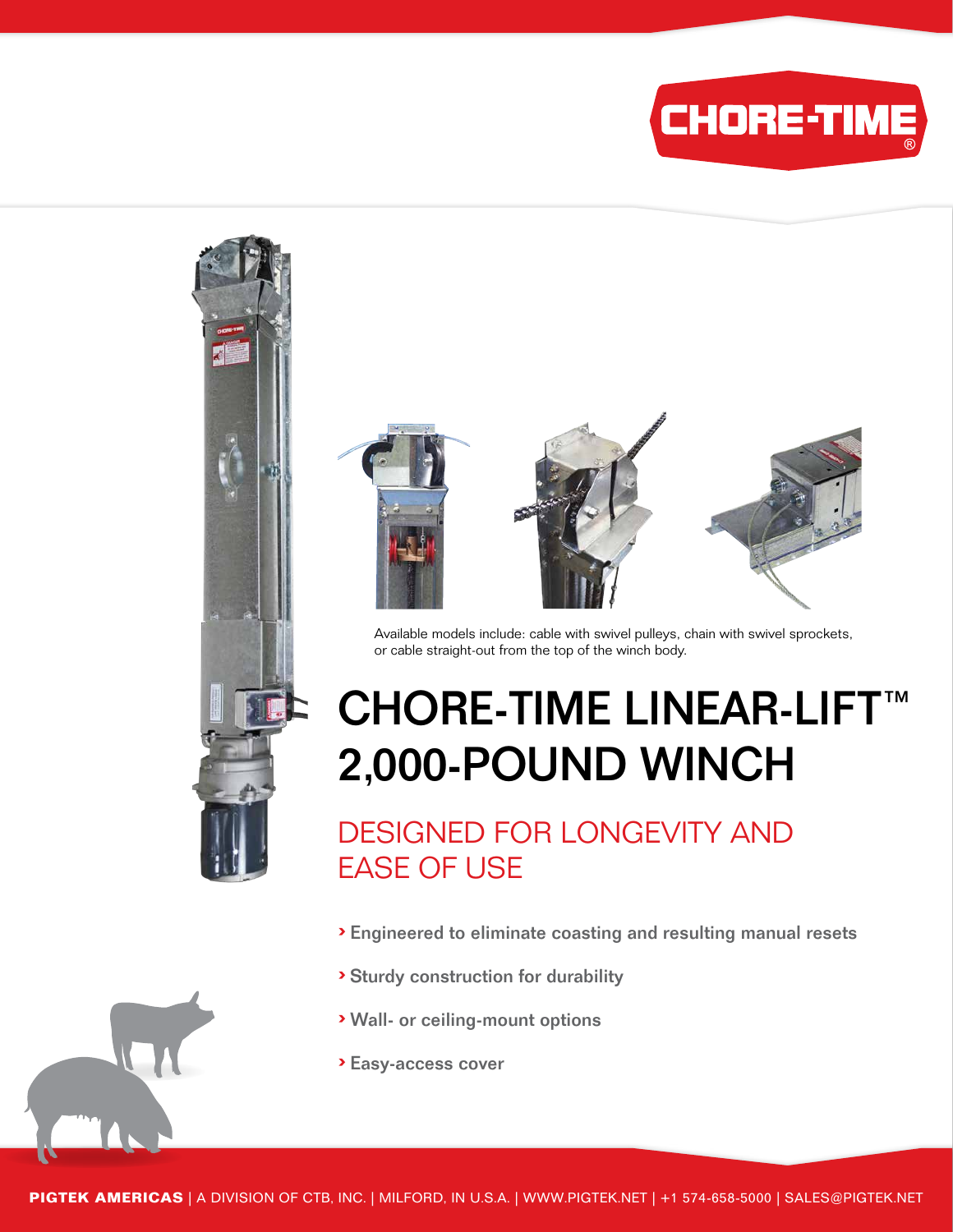Available models include: cable with swivel pulleys, chain with swivel sprockets, or cable straight-out from the top of the winch body.

# CHORE-TIME LINEAR-LIFT™ 2,000-POUND WINCH

## DESIGNED FOR LONGEVITY AND EASE OF USE

- Engineered to eliminate coasting and resulting manual resets
- Sturdy construction for durability
- Wall- or ceiling-mount options
- Easy-access cover

**PIGTEK AMERICAS** | A DIVISION OF CTB, INC. | MILFORD, IN U.S.A. | WWW.PIGTEK.NET | +1 574-658-5000 | SALES@PIGTEK.NET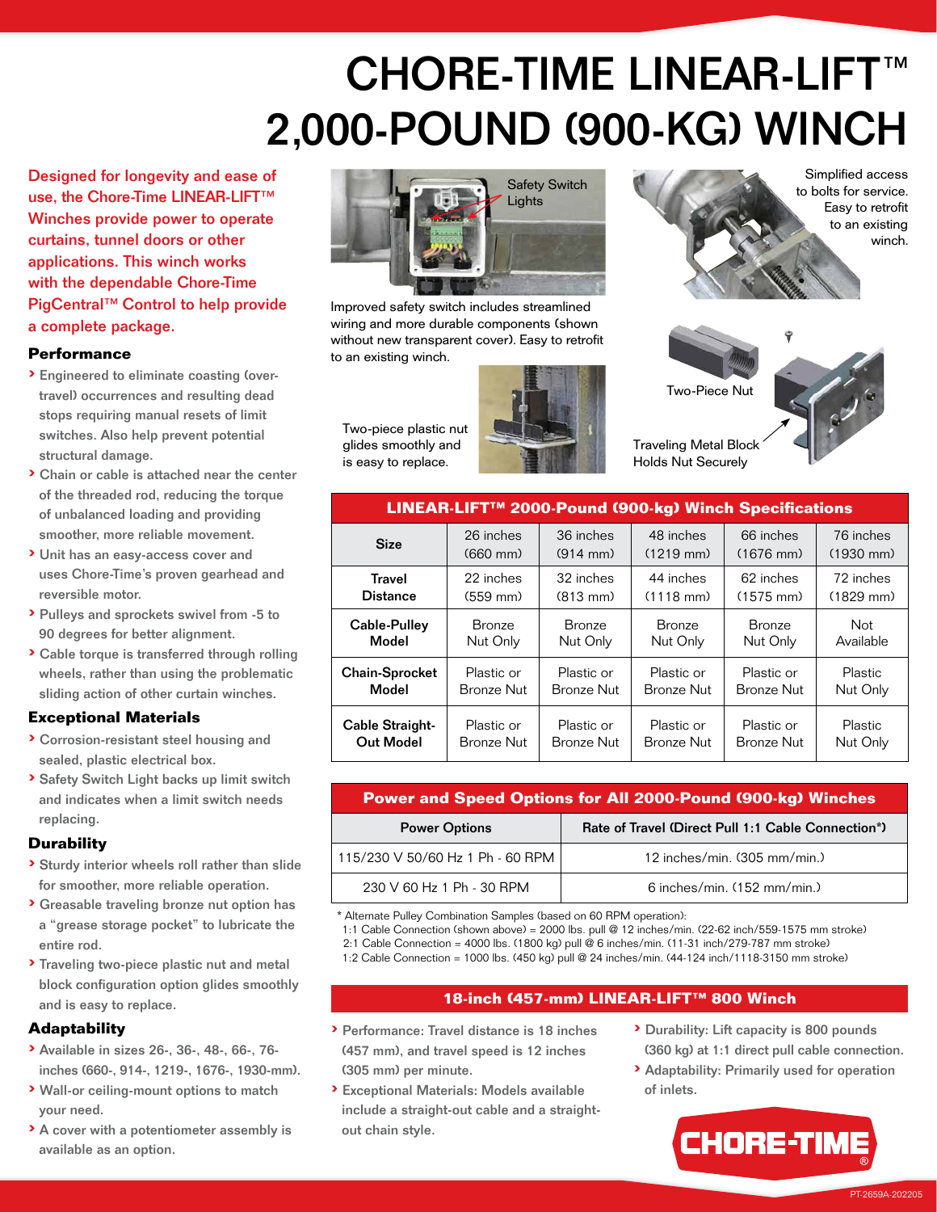# CHORE-TIME LINEAR-LIFT™ 2,000-POUND (900-KG) WINCH

Designed for longevity and ease of use, the Chore-Time LINEAR-LIFT™ Winches provide power to operate curtains, tunnel doors or other applications. This winch works with the dependable Chore-Time PigCentral™ Control to help provide a complete package.

### Performance

- Engineered to eliminate coasting (over-travel) occurrences and resulting dead stops requiring manual resets of limit switches. Also help prevent potential structural damage.
- Chain or cable is attached near the center of the threaded rod, reducing the torque of unbalanced loading and providing smoother, more reliable movement.
- Unit has an easy-access cover and uses Chore-Time's proven gearhead and reversible motor.
- Pulleys and sprockets swivel from -5 to 90 degrees for better alignment.
- Cable torque is transferred through rolling wheels, rather than using the problematic sliding action of other curtain winches.

### Exceptional Materials

- Corrosion-resistant steel housing and sealed, plastic electrical box.
- Safety Switch Light backs up limit switch and indicates when a limit switch needs replacing.

### Durability

- Sturdy interior wheels roll rather than slide for smoother, more reliable operation.
- Greasable traveling bronze nut option has a "grease storage pocket" to lubricate the entire rod.
- Traveling two-piece plastic nut and metal block configuration option glides smoothly and is easy to replace.

### Adaptability

- Available in sizes 26-, 36-, 48-, 66-, 76-inches (660-, 914-, 1219-, 1676-, 1930-mm).
- Wall-or ceiling-mount options to match your need.
- A cover with a potentiometer assembly is available as an option.

Safety Switch Lights

Improved safety switch includes streamlined wiring and more durable components (shown without new transparent cover). Easy to retrofit to an existing winch.

Simplified access to bolts for service. Easy to retrofit to an existing winch.

Two-piece plastic nut glides smoothly and is easy to replace.

Two-Piece Nut

Traveling Metal Block Holds Nut Securely

## LINEAR-LIFT™ 2000-Pound (900-kg) Winch Specifications

| Size | 26 inches (660 mm) | 36 inches (914 mm) | 48 inches (1219 mm) | 66 inches (1676 mm) | 76 inches (1930 mm) |
|---|---|---|---|---|---|
| Travel Distance | 22 inches (559 mm) | 32 inches (813 mm) | 44 inches (1118 mm) | 62 inches (1575 mm) | 72 inches (1829 mm) |
| Cable-Pulley Model | Bronze Nut Only | Bronze Nut Only | Bronze Nut Only | Bronze Nut Only | Not Available |
| Chain-Sprocket Model | Plastic or Bronze Nut | Plastic or Bronze Nut | Plastic or Bronze Nut | Plastic or Bronze Nut | Plastic Nut Only |
| Cable Straight-Out Model | Plastic or Bronze Nut | Plastic or Bronze Nut | Plastic or Bronze Nut | Plastic or Bronze Nut | Plastic Nut Only |

## Power and Speed Options for All 2000-Pound (900-kg) Winches

| Power Options | Rate of Travel (Direct Pull 1:1 Cable Connection*) |
|---|---|
| 115/230 V 50/60 Hz 1 Ph - 60 RPM | 12 inches/min. (305 mm/min.) |
| 230 V 60 Hz 1 Ph - 30 RPM | 6 inches/min. (152 mm/min.) |

\* Alternate Pulley Combination Samples (based on 60 RPM operation):
1:1 Cable Connection (shown above) = 2000 lbs. pull @ 12 inches/min. (22-62 inch/559-1575 mm stroke)
2:1 Cable Connection = 4000 lbs. (1800 kg) pull @ 6 inches/min. (11-31 inch/279-787 mm stroke)
1:2 Cable Connection = 1000 lbs. (450 kg) pull @ 24 inches/min. (44-124 inch/1118-3150 mm stroke)

## 18-inch (457-mm) LINEAR-LIFT™ 800 Winch

- Performance: Travel distance is 18 inches (457 mm), and travel speed is 12 inches (305 mm) per minute.
- Exceptional Materials: Models available include a straight-out cable and a straight-out chain style.
- Durability: Lift capacity is 800 pounds (360 kg) at 1:1 direct pull cable connection.
- Adaptability: Primarily used for operation of inlets.

CHORE-TIME®

PT-2659A-202205